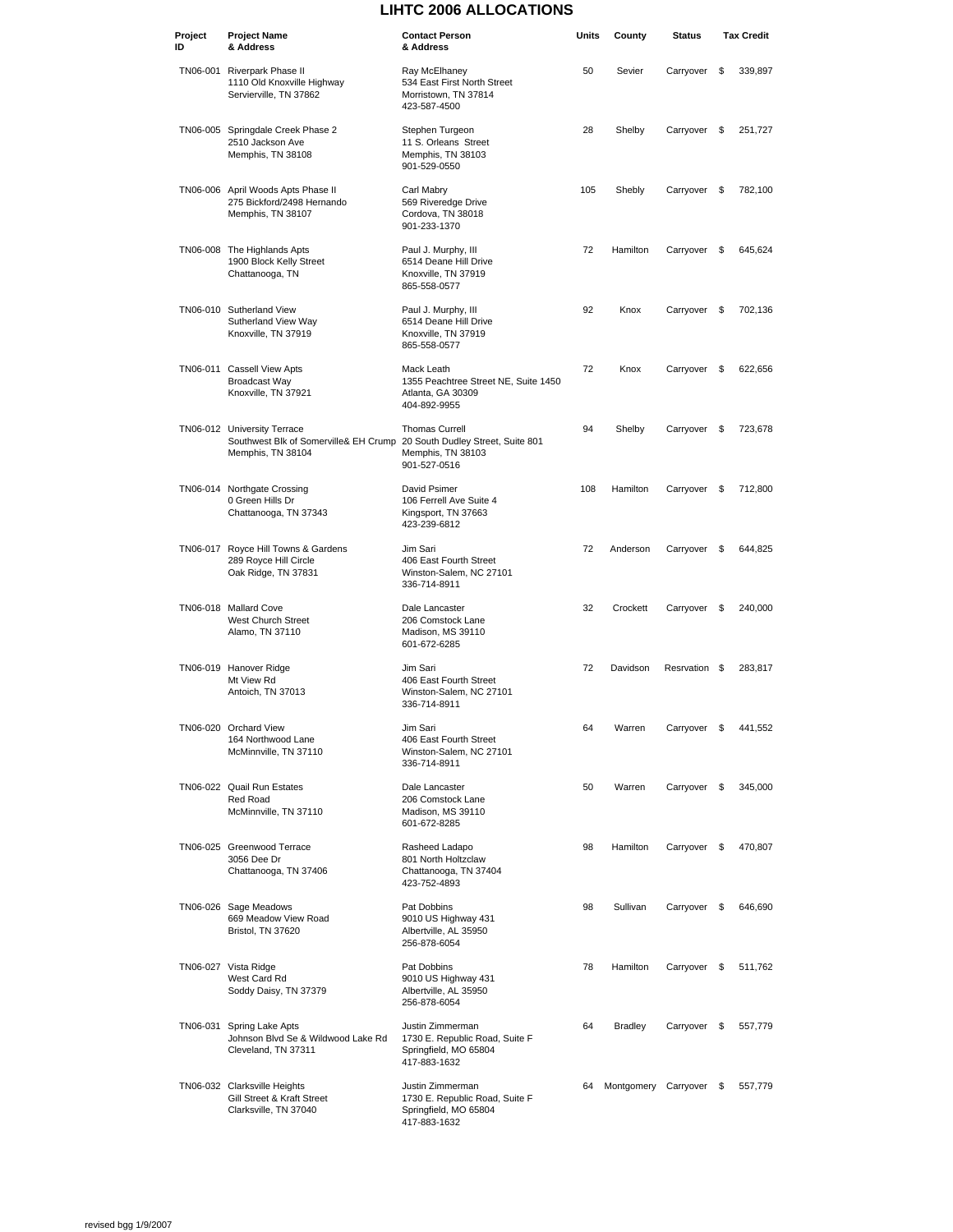# LIHTC 2006 ALLOCATIONS

| Project ID | Project Name & Address | Contact Person & Address | Units | County | Status | Tax Credit |
|---|---|---|---|---|---|---|
| TN06-001 | Riverpark Phase II<br>1110 Old Knoxville Highway<br>Servierville, TN 37862 | Ray McElhaney<br>534 East First North Street<br>Morristown, TN 37814<br>423-587-4500 | 50 | Sevier | Carryover | $ 339,897 |
| TN06-005 | Springdale Creek Phase 2<br>2510 Jackson Ave<br>Memphis, TN 38108 | Stephen Turgeon<br>11 S. Orleans Street<br>Memphis, TN 38103<br>901-529-0550 | 28 | Shelby | Carryover | $ 251,727 |
| TN06-006 | April Woods Apts Phase II<br>275 Bickford/2498 Hernando<br>Memphis, TN 38107 | Carl Mabry<br>569 Riveredge Drive<br>Cordova, TN 38018<br>901-233-1370 | 105 | Shebly | Carryover | $ 782,100 |
| TN06-008 | The Highlands Apts<br>1900 Block Kelly Street<br>Chattanooga, TN | Paul J. Murphy, III<br>6514 Deane Hill Drive<br>Knoxville, TN 37919<br>865-558-0577 | 72 | Hamilton | Carryover | $ 645,624 |
| TN06-010 | Sutherland View<br>Sutherland View Way<br>Knoxville, TN 37919 | Paul J. Murphy, III<br>6514 Deane Hill Drive<br>Knoxville, TN 37919<br>865-558-0577 | 92 | Knox | Carryover | $ 702,136 |
| TN06-011 | Cassell View Apts<br>Broadcast Way<br>Knoxville, TN 37921 | Mack Leath<br>1355 Peachtree Street NE, Suite 1450<br>Atlanta, GA 30309<br>404-892-9955 | 72 | Knox | Carryover | $ 622,656 |
| TN06-012 | University Terrace<br>Southwest Blk of Somerville& EH Crump<br>Memphis, TN 38104 | Thomas Currell<br>20 South Dudley Street, Suite 801<br>Memphis, TN 38103<br>901-527-0516 | 94 | Shelby | Carryover | $ 723,678 |
| TN06-014 | Northgate Crossing<br>0 Green Hills Dr<br>Chattanooga, TN 37343 | David Psimer<br>106 Ferrell Ave Suite 4<br>Kingsport, TN 37663<br>423-239-6812 | 108 | Hamilton | Carryover | $ 712,800 |
| TN06-017 | Royce Hill Towns & Gardens<br>289 Royce Hill Circle<br>Oak Ridge, TN 37831 | Jim Sari<br>406 East Fourth Street<br>Winston-Salem, NC 27101<br>336-714-8911 | 72 | Anderson | Carryover | $ 644,825 |
| TN06-018 | Mallard Cove<br>West Church Street<br>Alamo, TN 37110 | Dale Lancaster<br>206 Comstock Lane<br>Madison, MS 39110<br>601-672-6285 | 32 | Crockett | Carryover | $ 240,000 |
| TN06-019 | Hanover Ridge<br>Mt View Rd<br>Antoich, TN 37013 | Jim Sari<br>406 East Fourth Street<br>Winston-Salem, NC 27101<br>336-714-8911 | 72 | Davidson | Resrvation | $ 283,817 |
| TN06-020 | Orchard View<br>164 Northwood Lane<br>McMinnville, TN 37110 | Jim Sari<br>406 East Fourth Street<br>Winston-Salem, NC 27101<br>336-714-8911 | 64 | Warren | Carryover | $ 441,552 |
| TN06-022 | Quail Run Estates<br>Red Road<br>McMinnville, TN 37110 | Dale Lancaster<br>206 Comstock Lane<br>Madison, MS 39110<br>601-672-8285 | 50 | Warren | Carryover | $ 345,000 |
| TN06-025 | Greenwood Terrace<br>3056 Dee Dr<br>Chattanooga, TN 37406 | Rasheed Ladapo<br>801 North Holtzclaw<br>Chattanooga, TN 37404<br>423-752-4893 | 98 | Hamilton | Carryover | $ 470,807 |
| TN06-026 | Sage Meadows<br>669 Meadow View Road<br>Bristol, TN 37620 | Pat Dobbins<br>9010 US Highway 431<br>Albertville, AL 35950<br>256-878-6054 | 98 | Sullivan | Carryover | $ 646,690 |
| TN06-027 | Vista Ridge<br>West Card Rd<br>Soddy Daisy, TN 37379 | Pat Dobbins<br>9010 US Highway 431<br>Albertville, AL 35950<br>256-878-6054 | 78 | Hamilton | Carryover | $ 511,762 |
| TN06-031 | Spring Lake Apts<br>Johnson Blvd Se & Wildwood Lake Rd<br>Cleveland, TN 37311 | Justin Zimmerman<br>1730 E. Republic Road, Suite F<br>Springfield, MO 65804<br>417-883-1632 | 64 | Bradley | Carryover | $ 557,779 |
| TN06-032 | Clarksville Heights<br>Gill Street & Kraft Street<br>Clarksville, TN 37040 | Justin Zimmerman<br>1730 E. Republic Road, Suite F<br>Springfield, MO 65804<br>417-883-1632 | 64 | Montgomery | Carryover | $ 557,779 |

revised bgg 1/9/2007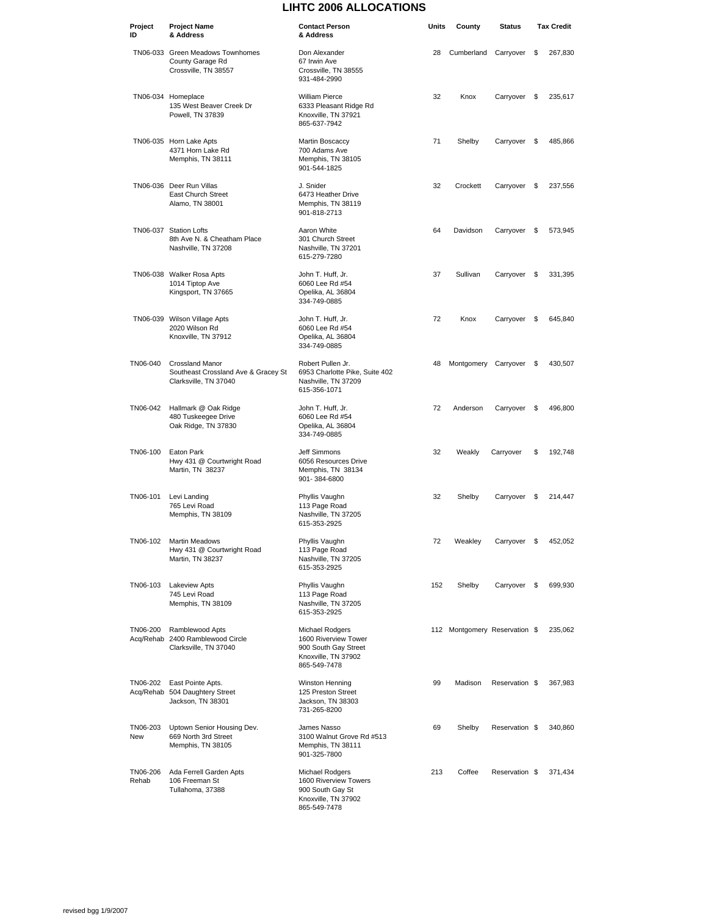# LIHTC 2006 ALLOCATIONS

| Project ID | Project Name & Address | Contact Person & Address | Units | County | Status | Tax Credit |
|---|---|---|---|---|---|---|
| TN06-033 | Green Meadows Townhomes<br>County Garage Rd<br>Crossville, TN 38557 | Don Alexander<br>67 Irwin Ave<br>Crossville, TN 38555<br>931-484-2990 | 28 | Cumberland | Carryover | $ 267,830 |
| TN06-034 | Homeplace<br>135 West Beaver Creek Dr<br>Powell, TN 37839 | William Pierce<br>6333 Pleasant Ridge Rd<br>Knoxville, TN 37921<br>865-637-7942 | 32 | Knox | Carryover | $ 235,617 |
| TN06-035 | Horn Lake Apts<br>4371 Horn Lake Rd<br>Memphis, TN 38111 | Martin Boscaccy<br>700 Adams Ave<br>Memphis, TN 38105<br>901-544-1825 | 71 | Shelby | Carryover | $ 485,866 |
| TN06-036 | Deer Run Villas<br>East Church Street<br>Alamo, TN 38001 | J. Snider<br>6473 Heather Drive<br>Memphis, TN 38119<br>901-818-2713 | 32 | Crockett | Carryover | $ 237,556 |
| TN06-037 | Station Lofts<br>8th Ave N. & Cheatham Place<br>Nashville, TN 37208 | Aaron White<br>301 Church Street<br>Nashville, TN 37201<br>615-279-7280 | 64 | Davidson | Carryover | $ 573,945 |
| TN06-038 | Walker Rosa Apts<br>1014 Tiptop Ave<br>Kingsport, TN 37665 | John T. Huff, Jr.<br>6060 Lee Rd #54<br>Opelika, AL 36804<br>334-749-0885 | 37 | Sullivan | Carryover | $ 331,395 |
| TN06-039 | Wilson Village Apts<br>2020 Wilson Rd<br>Knoxville, TN 37912 | John T. Huff, Jr.<br>6060 Lee Rd #54<br>Opelika, AL 36804<br>334-749-0885 | 72 | Knox | Carryover | $ 645,840 |
| TN06-040 | Crossland Manor<br>Southeast Crossland Ave & Gracey St<br>Clarksville, TN 37040 | Robert Pullen Jr.<br>6953 Charlotte Pike, Suite 402<br>Nashville, TN 37209<br>615-356-1071 | 48 | Montgomery | Carryover | $ 430,507 |
| TN06-042 | Hallmark @ Oak Ridge<br>480 Tuskeegee Drive<br>Oak Ridge, TN 37830 | John T. Huff, Jr.<br>6060 Lee Rd #54<br>Opelika, AL 36804<br>334-749-0885 | 72 | Anderson | Carryover | $ 496,800 |
| TN06-100 | Eaton Park<br>Hwy 431 @ Courtwright Road<br>Martin, TN 38237 | Jeff Simmons<br>6056 Resources Drive<br>Memphis, TN 38134<br>901- 384-6800 | 32 | Weakly | Carryover | $ 192,748 |
| TN06-101 | Levi Landing<br>765 Levi Road<br>Memphis, TN 38109 | Phyllis Vaughn<br>113 Page Road<br>Nashville, TN 37205<br>615-353-2925 | 32 | Shelby | Carryover | $ 214,447 |
| TN06-102 | Martin Meadows<br>Hwy 431 @ Courtwright Road<br>Martin, TN 38237 | Phyllis Vaughn<br>113 Page Road<br>Nashville, TN 37205<br>615-353-2925 | 72 | Weakley | Carryover | $ 452,052 |
| TN06-103 | Lakeview Apts<br>745 Levi Road<br>Memphis, TN 38109 | Phyllis Vaughn<br>113 Page Road<br>Nashville, TN 37205<br>615-353-2925 | 152 | Shelby | Carryover | $ 699,930 |
| TN06-200 Acq/Rehab | Ramblewood Apts<br>2400 Ramblewood Circle<br>Clarksville, TN 37040 | Michael Rodgers<br>1600 Riverview Tower<br>900 South Gay Street<br>Knoxville, TN 37902<br>865-549-7478 | 112 | Montgomery | Reservation | $ 235,062 |
| TN06-202 Acq/Rehab | East Pointe Apts.<br>504 Daughtery Street<br>Jackson, TN 38301 | Winston Henning<br>125 Preston Street<br>Jackson, TN 38303<br>731-265-8200 | 99 | Madison | Reservation | $ 367,983 |
| TN06-203 New | Uptown Senior Housing Dev.<br>669 North 3rd Street<br>Memphis, TN 38105 | James Nasso<br>3100 Walnut Grove Rd #513<br>Memphis, TN 38111<br>901-325-7800 | 69 | Shelby | Reservation | $ 340,860 |
| TN06-206 Rehab | Ada Ferrell Garden Apts<br>106 Freeman St<br>Tullahoma, 37388 | Michael Rodgers<br>1600 Riverview Towers<br>900 South Gay St<br>Knoxville, TN 37902<br>865-549-7478 | 213 | Coffee | Reservation | $ 371,434 |

revised bgg 1/9/2007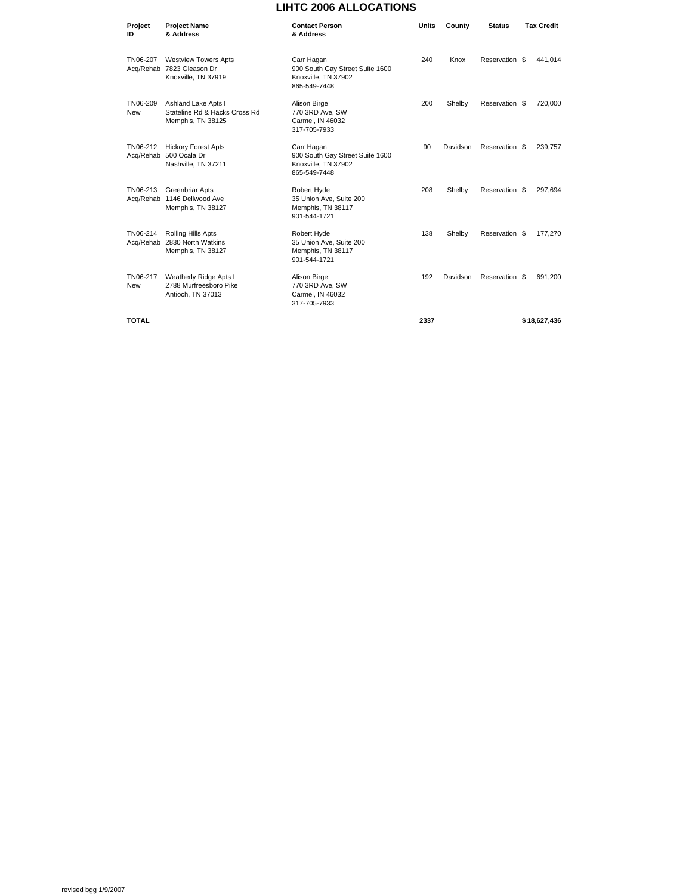# LIHTC 2006 ALLOCATIONS

| Project ID | Project Name & Address | Contact Person & Address | Units | County | Status | Tax Credit |
|---|---|---|---|---|---|---|
| TN06-207 Acq/Rehab | Westview Towers Apts 7823 Gleason Dr Knoxville, TN 37919 | Carr Hagan 900 South Gay Street Suite 1600 Knoxville, TN 37902 865-549-7448 | 240 | Knox | Reservation | $ 441,014 |
| TN06-209 New | Ashland Lake Apts I Stateline Rd & Hacks Cross Rd Memphis, TN 38125 | Alison Birge 770 3RD Ave, SW Carmel, IN 46032 317-705-7933 | 200 | Shelby | Reservation | $ 720,000 |
| TN06-212 Acq/Rehab | Hickory Forest Apts 500 Ocala Dr Nashville, TN 37211 | Carr Hagan 900 South Gay Street Suite 1600 Knoxville, TN 37902 865-549-7448 | 90 | Davidson | Reservation | $ 239,757 |
| TN06-213 Acq/Rehab | Greenbriar Apts 1146 Dellwood Ave Memphis, TN 38127 | Robert Hyde 35 Union Ave, Suite 200 Memphis, TN 38117 901-544-1721 | 208 | Shelby | Reservation | $ 297,694 |
| TN06-214 Acq/Rehab | Rolling Hills Apts 2830 North Watkins Memphis, TN 38127 | Robert Hyde 35 Union Ave, Suite 200 Memphis, TN 38117 901-544-1721 | 138 | Shelby | Reservation | $ 177,270 |
| TN06-217 New | Weatherly Ridge Apts I 2788 Murfreesboro Pike Antioch, TN 37013 | Alison Birge 770 3RD Ave, SW Carmel, IN 46032 317-705-7933 | 192 | Davidson | Reservation | $ 691,200 |
| **TOTAL** | | | **2337** | | | **$ 18,627,436** |

revised bgg 1/9/2007